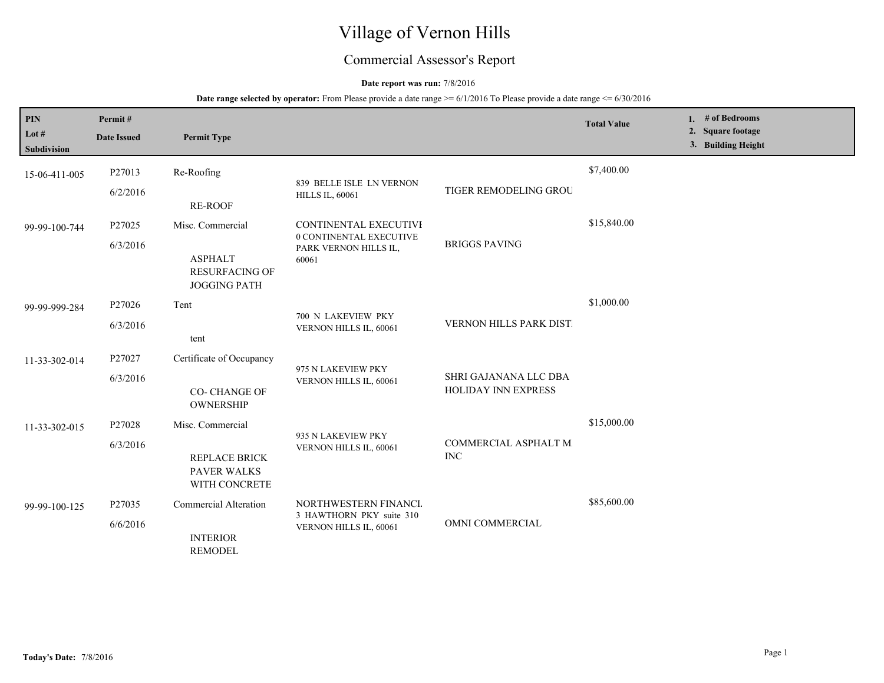# Village of Vernon Hills

## Commercial Assessor's Report

**Date report was run:** 7/8/2016

**Date range selected by operator:** From Please provide a date range >= 6/1/2016 To Please provide a date range <= 6/30/2016

| PIN / Lot # / Subdivision | Permit # / Date Issued | Permit Type | | | Total Value | 1. # of Bedrooms 2. Square footage 3. Building Height |
|---|---|---|---|---|---|---|
| 15-06-411-005 | P27013 6/2/2016 | Re-Roofing RE-ROOF | 839 BELLE ISLE LN VERNON HILLS IL, 60061 | TIGER REMODELING GROU | $7,400.00 | |
| 99-99-100-744 | P27025 6/3/2016 | Misc. Commercial ASPHALT RESURFACING OF JOGGING PATH | CONTINENTAL EXECUTIVE 0 CONTINENTAL EXECUTIVE PARK VERNON HILLS IL, 60061 | BRIGGS PAVING | $15,840.00 | |
| 99-99-999-284 | P27026 6/3/2016 | Tent tent | 700 N LAKEVIEW PKY VERNON HILLS IL, 60061 | VERNON HILLS PARK DIST | $1,000.00 | |
| 11-33-302-014 | P27027 6/3/2016 | Certificate of Occupancy CO- CHANGE OF OWNERSHIP | 975 N LAKEVIEW PKY VERNON HILLS IL, 60061 | SHRI GAJANANA LLC DBA HOLIDAY INN EXPRESS | | |
| 11-33-302-015 | P27028 6/3/2016 | Misc. Commercial REPLACE BRICK PAVER WALKS WITH CONCRETE | 935 N LAKEVIEW PKY VERNON HILLS IL, 60061 | COMMERCIAL ASPHALT M INC | $15,000.00 | |
| 99-99-100-125 | P27035 6/6/2016 | Commercial Alteration INTERIOR REMODEL | NORTHWESTERN FINANCI 3 HAWTHORN PKY suite 310 VERNON HILLS IL, 60061 | OMNI COMMERCIAL | $85,600.00 | |

**Today's Date:** 7/8/2016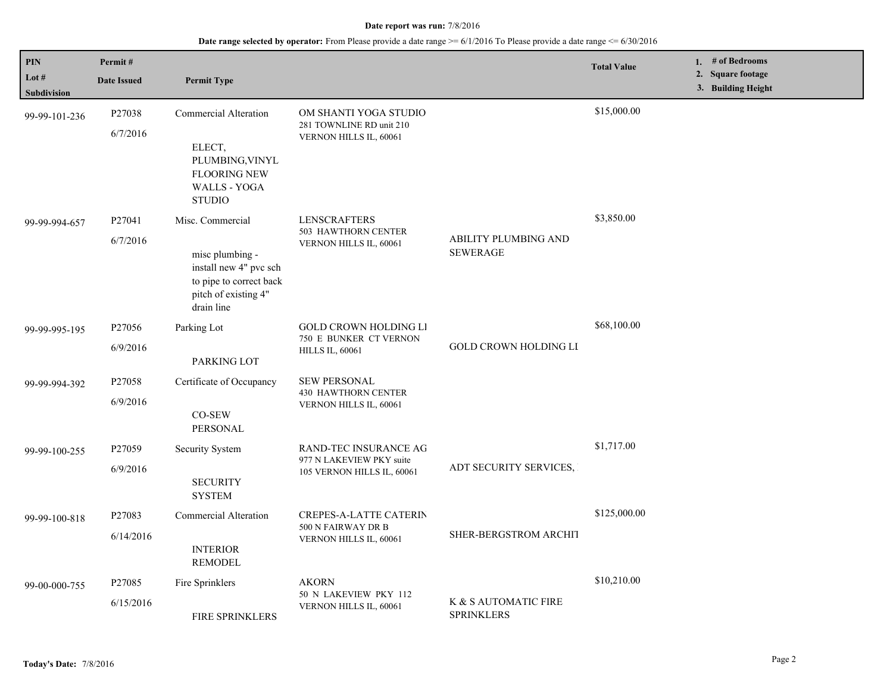**Date report was run:** 7/8/2016

**Date range selected by operator:** From Please provide a date range >= 6/1/2016 To Please provide a date range <= 6/30/2016

| PIN<br>Lot #<br>Subdivision | Permit #<br>Date Issued | Permit Type | | | Total Value | 1. # of Bedrooms<br>2. Square footage<br>3. Building Height |
|---|---|---|---|---|---|---|
| 99-99-101-236 | P27038<br>6/7/2016 | Commercial Alteration<br>ELECT, PLUMBING,VINYL FLOORING NEW WALLS - YOGA STUDIO | OM SHANTI YOGA STUDIO<br>281 TOWNLINE RD unit 210<br>VERNON HILLS IL, 60061 | | $15,000.00 | |
| 99-99-994-657 | P27041<br>6/7/2016 | Misc. Commercial<br>misc plumbing - install new 4" pvc sch to pipe to correct back pitch of existing 4" drain line | LENSCRAFTERS<br>503 HAWTHORN CENTER<br>VERNON HILLS IL, 60061 | ABILITY PLUMBING AND SEWERAGE | $3,850.00 | |
| 99-99-995-195 | P27056<br>6/9/2016 | Parking Lot<br>PARKING LOT | GOLD CROWN HOLDING LI<br>750 E BUNKER CT VERNON HILLS IL, 60061 | GOLD CROWN HOLDING LI | $68,100.00 | |
| 99-99-994-392 | P27058<br>6/9/2016 | Certificate of Occupancy<br>CO-SEW PERSONAL | SEW PERSONAL<br>430 HAWTHORN CENTER<br>VERNON HILLS IL, 60061 | | | |
| 99-99-100-255 | P27059<br>6/9/2016 | Security System<br>SECURITY SYSTEM | RAND-TEC INSURANCE AG<br>977 N LAKEVIEW PKY suite 105 VERNON HILLS IL, 60061 | ADT SECURITY SERVICES, | $1,717.00 | |
| 99-99-100-818 | P27083<br>6/14/2016 | Commercial Alteration<br>INTERIOR REMODEL | CREPES-A-LATTE CATERIN<br>500 N FAIRWAY DR B<br>VERNON HILLS IL, 60061 | SHER-BERGSTROM ARCHIT | $125,000.00 | |
| 99-00-000-755 | P27085<br>6/15/2016 | Fire Sprinklers<br>FIRE SPRINKLERS | AKORN<br>50 N LAKEVIEW PKY 112<br>VERNON HILLS IL, 60061 | K & S AUTOMATIC FIRE SPRINKLERS | $10,210.00 | |

**Today's Date:** 7/8/2016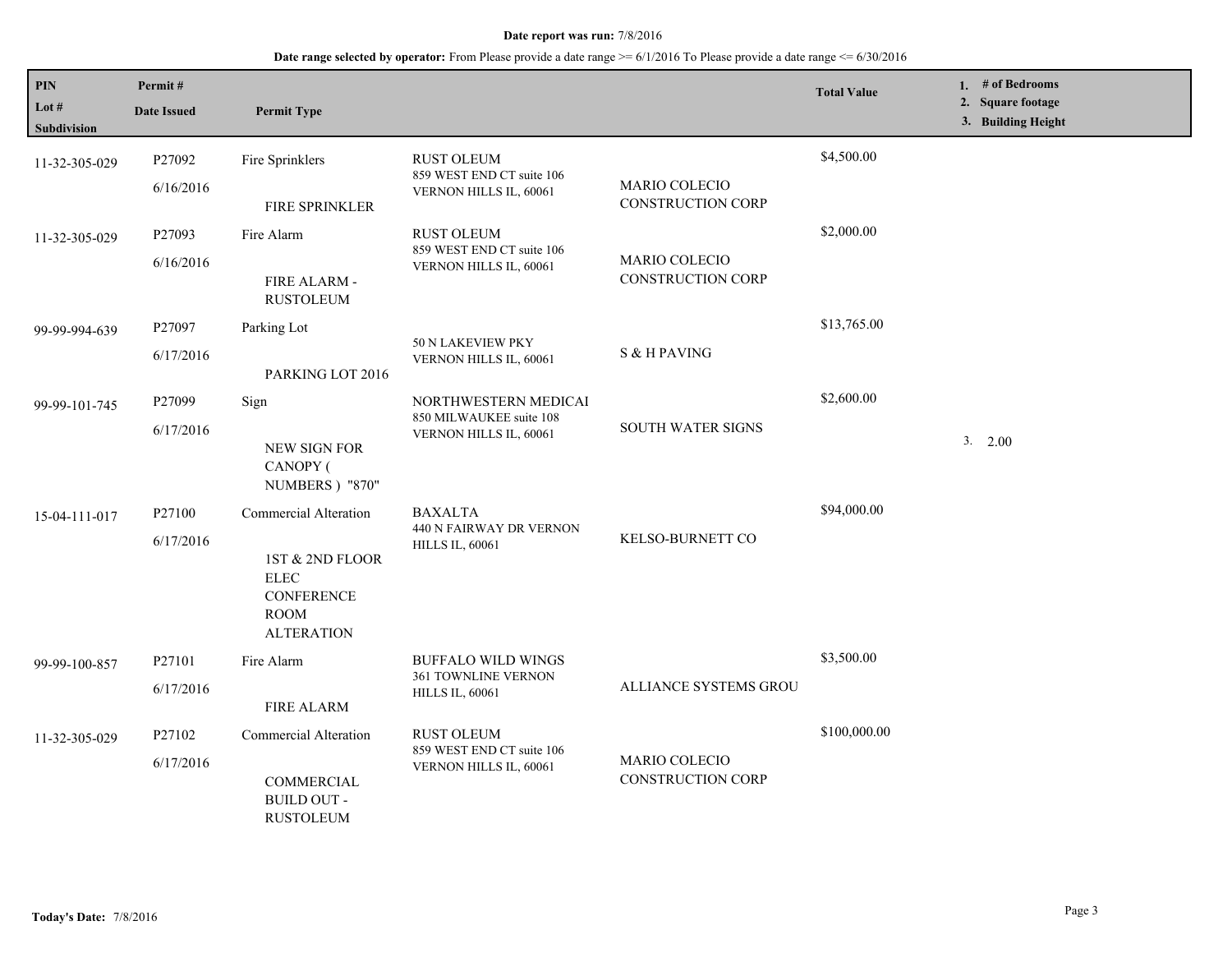**Date report was run:** 7/8/2016

**Date range selected by operator:** From Please provide a date range >= 6/1/2016 To Please provide a date range <= 6/30/2016

| PIN<br>Lot #<br>Subdivision | Permit #<br>Date Issued | Permit Type | | | Total Value | 1. # of Bedrooms<br>2. Square footage<br>3. Building Height |
|---|---|---|---|---|---|---|
| 11-32-305-029 | P27092<br>6/16/2016 | Fire Sprinklers<br>FIRE SPRINKLER | RUST OLEUM<br>859 WEST END CT suite 106<br>VERNON HILLS IL, 60061 | MARIO COLECIO CONSTRUCTION CORP | $4,500.00 | |
| 11-32-305-029 | P27093<br>6/16/2016 | Fire Alarm<br>FIRE ALARM - RUSTOLEUM | RUST OLEUM<br>859 WEST END CT suite 106<br>VERNON HILLS IL, 60061 | MARIO COLECIO CONSTRUCTION CORP | $2,000.00 | |
| 99-99-994-639 | P27097<br>6/17/2016 | Parking Lot<br>PARKING LOT 2016 | 50 N LAKEVIEW PKY<br>VERNON HILLS IL, 60061 | S & H PAVING | $13,765.00 | |
| 99-99-101-745 | P27099<br>6/17/2016 | Sign<br>NEW SIGN FOR CANOPY ( NUMBERS ) "870" | NORTHWESTERN MEDICAI<br>850 MILWAUKEE suite 108<br>VERNON HILLS IL, 60061 | SOUTH WATER SIGNS | $2,600.00 | 3. 2.00 |
| 15-04-111-017 | P27100<br>6/17/2016 | Commercial Alteration<br>1ST & 2ND FLOOR ELEC CONFERENCE ROOM ALTERATION | BAXALTA<br>440 N FAIRWAY DR VERNON HILLS IL, 60061 | KELSO-BURNETT CO | $94,000.00 | |
| 99-99-100-857 | P27101<br>6/17/2016 | Fire Alarm<br>FIRE ALARM | BUFFALO WILD WINGS<br>361 TOWNLINE VERNON HILLS IL, 60061 | ALLIANCE SYSTEMS GROU | $3,500.00 | |
| 11-32-305-029 | P27102<br>6/17/2016 | Commercial Alteration<br>COMMERCIAL BUILD OUT - RUSTOLEUM | RUST OLEUM<br>859 WEST END CT suite 106<br>VERNON HILLS IL, 60061 | MARIO COLECIO CONSTRUCTION CORP | $100,000.00 | |

**Today's Date:** 7/8/2016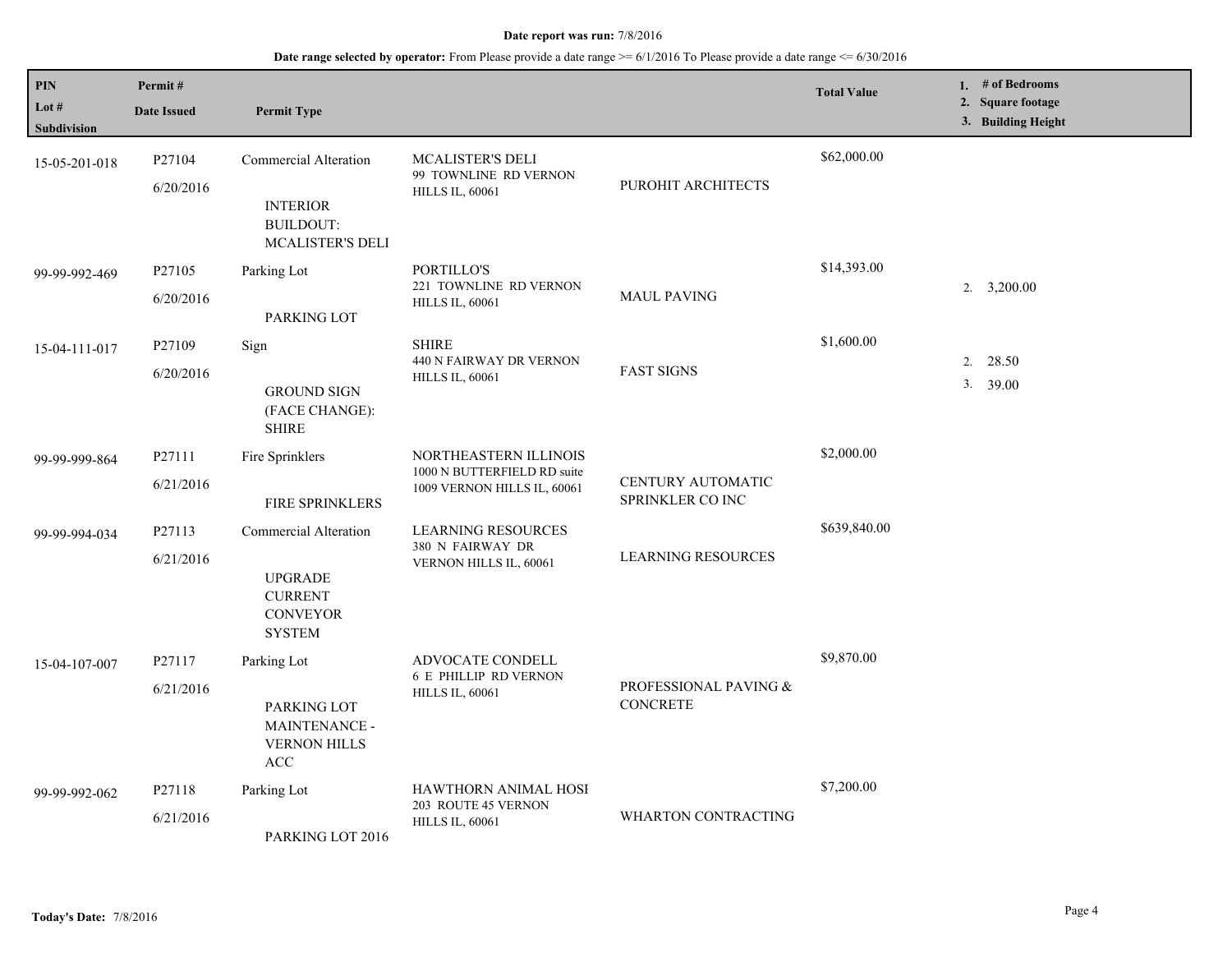**Date report was run:** 7/8/2016

**Date range selected by operator:** From Please provide a date range >= 6/1/2016 To Please provide a date range <= 6/30/2016

| PIN / Lot # / Subdivision | Permit # / Date Issued | Permit Type | | | Total Value | 1. # of Bedrooms 2. Square footage 3. Building Height |
|---|---|---|---|---|---|---|
| 15-05-201-018 | P27104 6/20/2016 | Commercial Alteration INTERIOR BUILDOUT: MCALISTER'S DELI | MCALISTER'S DELI 99 TOWNLINE RD VERNON HILLS IL, 60061 | PUROHIT ARCHITECTS | $62,000.00 | |
| 99-99-992-469 | P27105 6/20/2016 | Parking Lot PARKING LOT | PORTILLO'S 221 TOWNLINE RD VERNON HILLS IL, 60061 | MAUL PAVING | $14,393.00 | 2. 3,200.00 |
| 15-04-111-017 | P27109 6/20/2016 | Sign GROUND SIGN (FACE CHANGE): SHIRE | SHIRE 440 N FAIRWAY DR VERNON HILLS IL, 60061 | FAST SIGNS | $1,600.00 | 2. 28.50 3. 39.00 |
| 99-99-999-864 | P27111 6/21/2016 | Fire Sprinklers FIRE SPRINKLERS | NORTHEASTERN ILLINOIS 1000 N BUTTERFIELD RD suite 1009 VERNON HILLS IL, 60061 | CENTURY AUTOMATIC SPRINKLER CO INC | $2,000.00 | |
| 99-99-994-034 | P27113 6/21/2016 | Commercial Alteration UPGRADE CURRENT CONVEYOR SYSTEM | LEARNING RESOURCES 380 N FAIRWAY DR VERNON HILLS IL, 60061 | LEARNING RESOURCES | $639,840.00 | |
| 15-04-107-007 | P27117 6/21/2016 | Parking Lot PARKING LOT MAINTENANCE - VERNON HILLS ACC | ADVOCATE CONDELL 6 E PHILLIP RD VERNON HILLS IL, 60061 | PROFESSIONAL PAVING & CONCRETE | $9,870.00 | |
| 99-99-992-062 | P27118 6/21/2016 | Parking Lot PARKING LOT 2016 | HAWTHORN ANIMAL HOSI 203 ROUTE 45 VERNON HILLS IL, 60061 | WHARTON CONTRACTING | $7,200.00 | |

**Today's Date:** 7/8/2016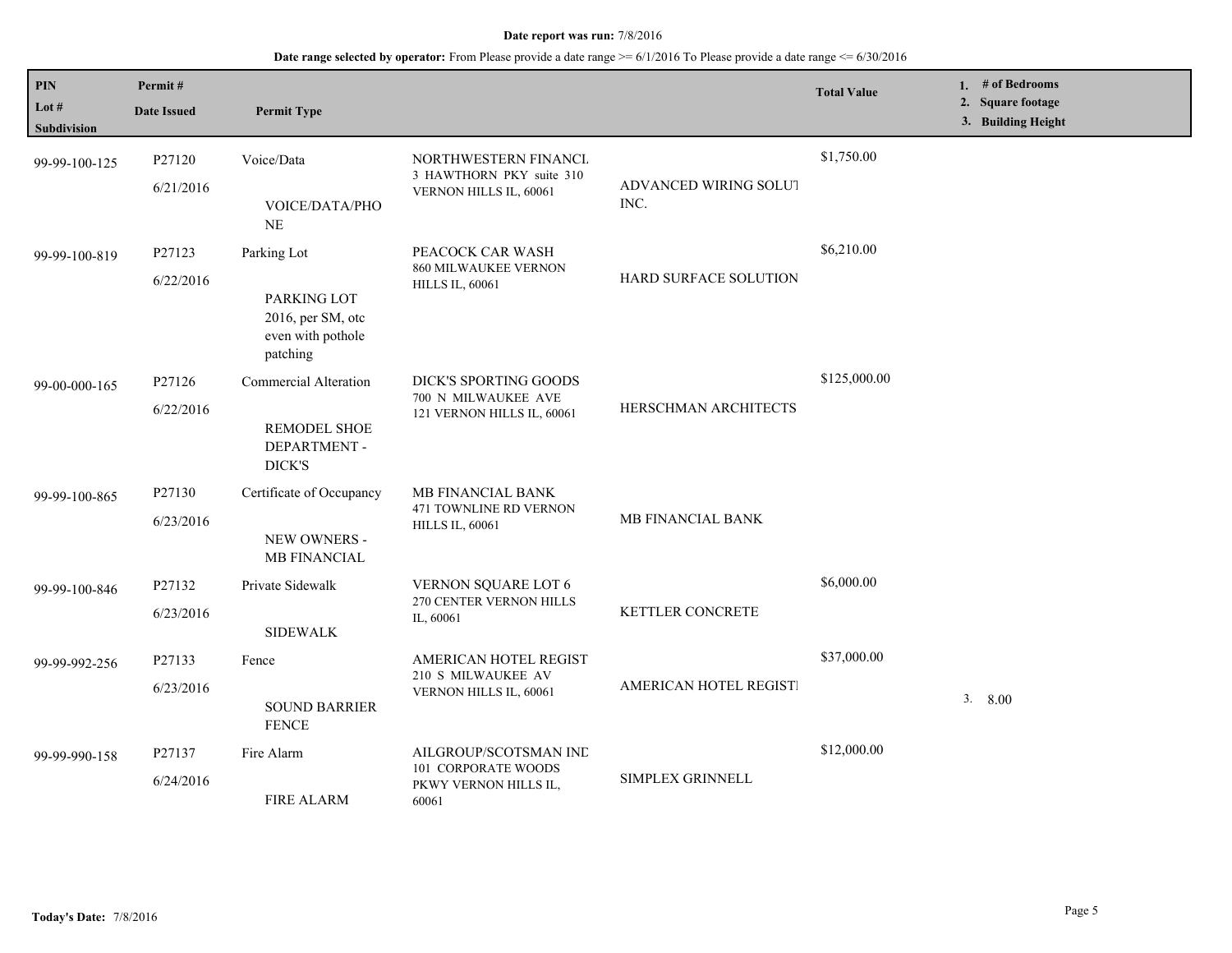**Date report was run:** 7/8/2016

**Date range selected by operator:** From Please provide a date range >= 6/1/2016 To Please provide a date range <= 6/30/2016

| PIN / Lot # / Subdivision | Permit # / Date Issued | Permit Type | | | Total Value | 1. # of Bedrooms 2. Square footage 3. Building Height |
|---|---|---|---|---|---|---|
| 99-99-100-125 | P27120<br>6/21/2016 | Voice/Data<br>VOICE/DATA/PHONE | NORTHWESTERN FINANCL<br>3 HAWTHORN PKY suite 310 VERNON HILLS IL, 60061 | ADVANCED WIRING SOLUT INC. | $1,750.00 | |
| 99-99-100-819 | P27123<br>6/22/2016 | Parking Lot<br>PARKING LOT 2016, per SM, otc even with pothole patching | PEACOCK CAR WASH<br>860 MILWAUKEE VERNON HILLS IL, 60061 | HARD SURFACE SOLUTION | $6,210.00 | |
| 99-00-000-165 | P27126<br>6/22/2016 | Commercial Alteration<br>REMODEL SHOE DEPARTMENT - DICK'S | DICK'S SPORTING GOODS<br>700 N MILWAUKEE AVE 121 VERNON HILLS IL, 60061 | HERSCHMAN ARCHITECTS | $125,000.00 | |
| 99-99-100-865 | P27130<br>6/23/2016 | Certificate of Occupancy<br>NEW OWNERS - MB FINANCIAL | MB FINANCIAL BANK<br>471 TOWNLINE RD VERNON HILLS IL, 60061 | MB FINANCIAL BANK | | |
| 99-99-100-846 | P27132<br>6/23/2016 | Private Sidewalk<br>SIDEWALK | VERNON SQUARE LOT 6<br>270 CENTER VERNON HILLS IL, 60061 | KETTLER CONCRETE | $6,000.00 | |
| 99-99-992-256 | P27133<br>6/23/2016 | Fence<br>SOUND BARRIER FENCE | AMERICAN HOTEL REGIST<br>210 S MILWAUKEE AV VERNON HILLS IL, 60061 | AMERICAN HOTEL REGISTI | $37,000.00 | 3. 8.00 |
| 99-99-990-158 | P27137<br>6/24/2016 | Fire Alarm<br>FIRE ALARM | AILGROUP/SCOTSMAN IND<br>101 CORPORATE WOODS PKWY VERNON HILLS IL, 60061 | SIMPLEX GRINNELL | $12,000.00 | |

**Today's Date:** 7/8/2016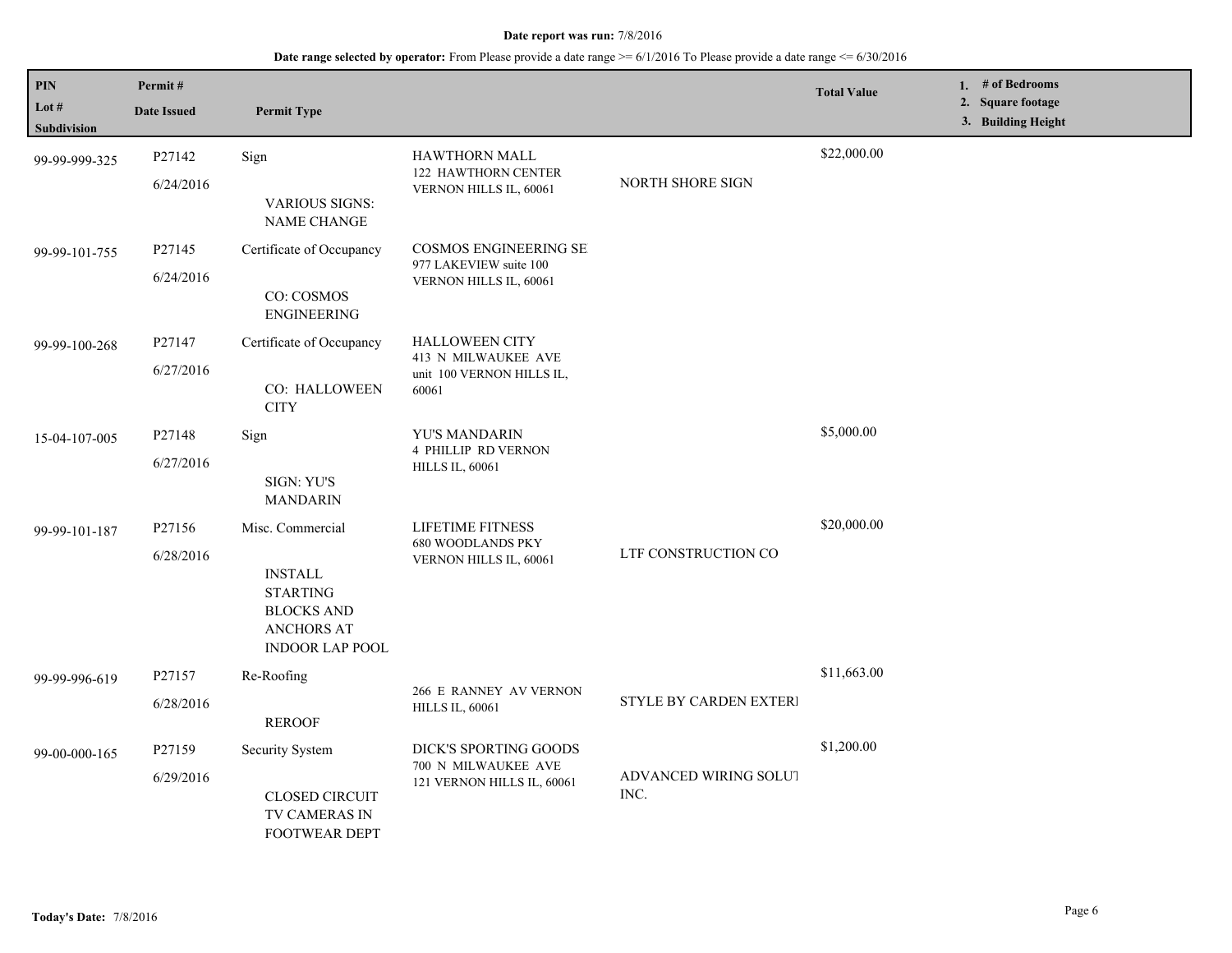**Date report was run:** 7/8/2016

**Date range selected by operator:** From Please provide a date range >= 6/1/2016 To Please provide a date range <= 6/30/2016

| PIN<br>Lot #<br>Subdivision | Permit #<br>Date Issued | Permit Type | | | Total Value | 1. # of Bedrooms<br>2. Square footage<br>3. Building Height |
|---|---|---|---|---|---|---|
| 99-99-999-325 | P27142<br>6/24/2016 | Sign<br>VARIOUS SIGNS: NAME CHANGE | HAWTHORN MALL<br>122 HAWTHORN CENTER VERNON HILLS IL, 60061 | NORTH SHORE SIGN | $22,000.00 | |
| 99-99-101-755 | P27145<br>6/24/2016 | Certificate of Occupancy<br>CO: COSMOS ENGINEERING | COSMOS ENGINEERING SE<br>977 LAKEVIEW suite 100 VERNON HILLS IL, 60061 | | | |
| 99-99-100-268 | P27147<br>6/27/2016 | Certificate of Occupancy<br>CO: HALLOWEEN CITY | HALLOWEEN CITY<br>413 N MILWAUKEE AVE unit 100 VERNON HILLS IL, 60061 | | | |
| 15-04-107-005 | P27148<br>6/27/2016 | Sign<br>SIGN: YU'S MANDARIN | YU'S MANDARIN<br>4 PHILLIP RD VERNON HILLS IL, 60061 | | $5,000.00 | |
| 99-99-101-187 | P27156<br>6/28/2016 | Misc. Commercial<br>INSTALL STARTING BLOCKS AND ANCHORS AT INDOOR LAP POOL | LIFETIME FITNESS<br>680 WOODLANDS PKY VERNON HILLS IL, 60061 | LTF CONSTRUCTION CO | $20,000.00 | |
| 99-99-996-619 | P27157<br>6/28/2016 | Re-Roofing<br>REROOF | 266 E RANNEY AV VERNON HILLS IL, 60061 | STYLE BY CARDEN EXTERI | $11,663.00 | |
| 99-00-000-165 | P27159<br>6/29/2016 | Security System<br>CLOSED CIRCUIT TV CAMERAS IN FOOTWEAR DEPT | DICK'S SPORTING GOODS<br>700 N MILWAUKEE AVE 121 VERNON HILLS IL, 60061 | ADVANCED WIRING SOLUT INC. | $1,200.00 | |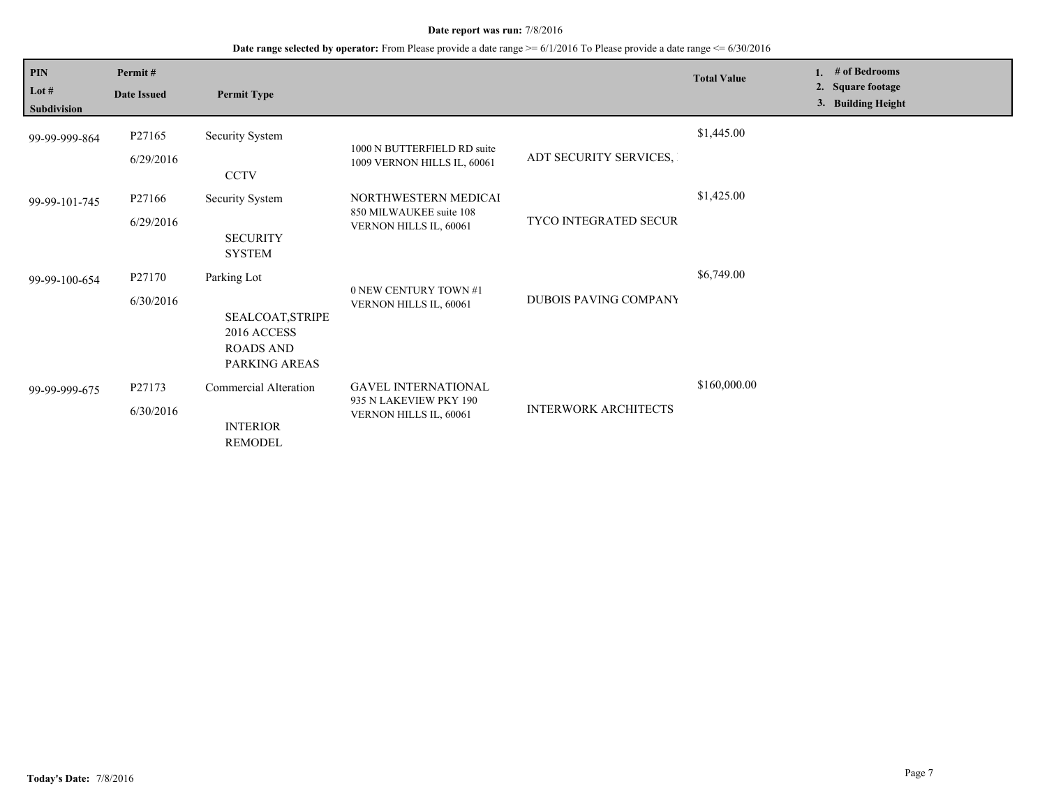**Date report was run:** 7/8/2016

**Date range selected by operator:** From Please provide a date range >= 6/1/2016 To Please provide a date range <= 6/30/2016

| PIN<br>Lot #<br>Subdivision | Permit #<br>Date Issued | Permit Type | | | Total Value | 1. # of Bedrooms<br>2. Square footage<br>3. Building Height |
|---|---|---|---|---|---|---|
| 99-99-999-864 | P27165<br>6/29/2016 | Security System<br>CCTV | 1000 N BUTTERFIELD RD suite 1009 VERNON HILLS IL, 60061 | ADT SECURITY SERVICES, | $1,445.00 | |
| 99-99-101-745 | P27166<br>6/29/2016 | Security System<br>SECURITY SYSTEM | NORTHWESTERN MEDICAI<br>850 MILWAUKEE suite 108<br>VERNON HILLS IL, 60061 | TYCO INTEGRATED SECUR | $1,425.00 | |
| 99-99-100-654 | P27170<br>6/30/2016 | Parking Lot<br>SEALCOAT,STRIPE 2016 ACCESS ROADS AND PARKING AREAS | 0 NEW CENTURY TOWN #1<br>VERNON HILLS IL, 60061 | DUBOIS PAVING COMPANY | $6,749.00 | |
| 99-99-999-675 | P27173<br>6/30/2016 | Commercial Alteration<br>INTERIOR REMODEL | GAVEL INTERNATIONAL<br>935 N LAKEVIEW PKY 190<br>VERNON HILLS IL, 60061 | INTERWORK ARCHITECTS | $160,000.00 | |

**Today's Date:** 7/8/2016